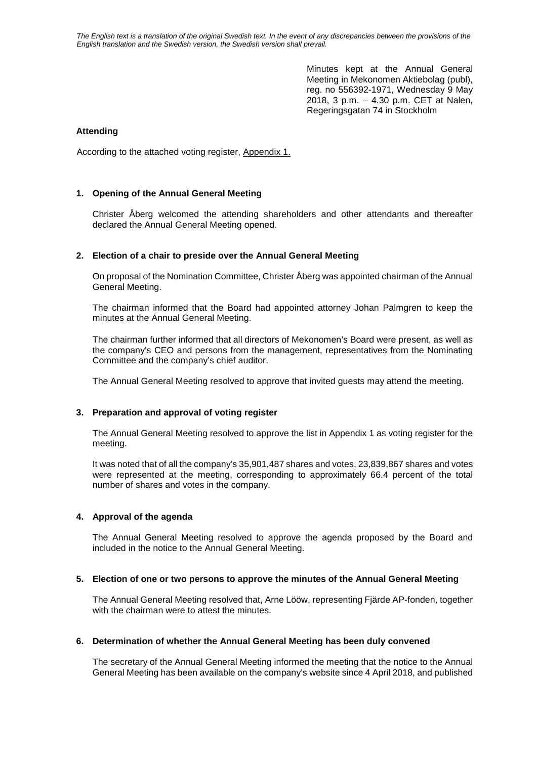*The English text is a translation of the original Swedish text. In the event of any discrepancies between the provisions of the English translation and the Swedish version, the Swedish version shall prevail.*

Minutes kept at the Annual General Meeting in Mekonomen Aktiebolag (publ), reg. no 556392-1971, Wednesday 9 May 2018, 3 p.m. – 4.30 p.m. CET at Nalen, Regeringsgatan 74 in Stockholm

**Attending**

According to the attached voting register, Appendix 1.

**1. Opening of the Annual General Meeting**

Christer Åberg welcomed the attending shareholders and other attendants and thereafter declared the Annual General Meeting opened.

**2. Election of a chair to preside over the Annual General Meeting**

On proposal of the Nomination Committee, Christer Åberg was appointed chairman of the Annual General Meeting.

The chairman informed that the Board had appointed attorney Johan Palmgren to keep the minutes at the Annual General Meeting.

The chairman further informed that all directors of Mekonomen's Board were present, as well as the company's CEO and persons from the management, representatives from the Nominating Committee and the company's chief auditor.

The Annual General Meeting resolved to approve that invited guests may attend the meeting.

**3. Preparation and approval of voting register**

The Annual General Meeting resolved to approve the list in Appendix 1 as voting register for the meeting.

It was noted that of all the company's 35,901,487 shares and votes, 23,839,867 shares and votes were represented at the meeting, corresponding to approximately 66.4 percent of the total number of shares and votes in the company.

**4. Approval of the agenda**

The Annual General Meeting resolved to approve the agenda proposed by the Board and included in the notice to the Annual General Meeting.

**5. Election of one or two persons to approve the minutes of the Annual General Meeting**

The Annual General Meeting resolved that, Arne Lööw, representing Fjärde AP-fonden, together with the chairman were to attest the minutes.

**6. Determination of whether the Annual General Meeting has been duly convened**

The secretary of the Annual General Meeting informed the meeting that the notice to the Annual General Meeting has been available on the company's website since 4 April 2018, and published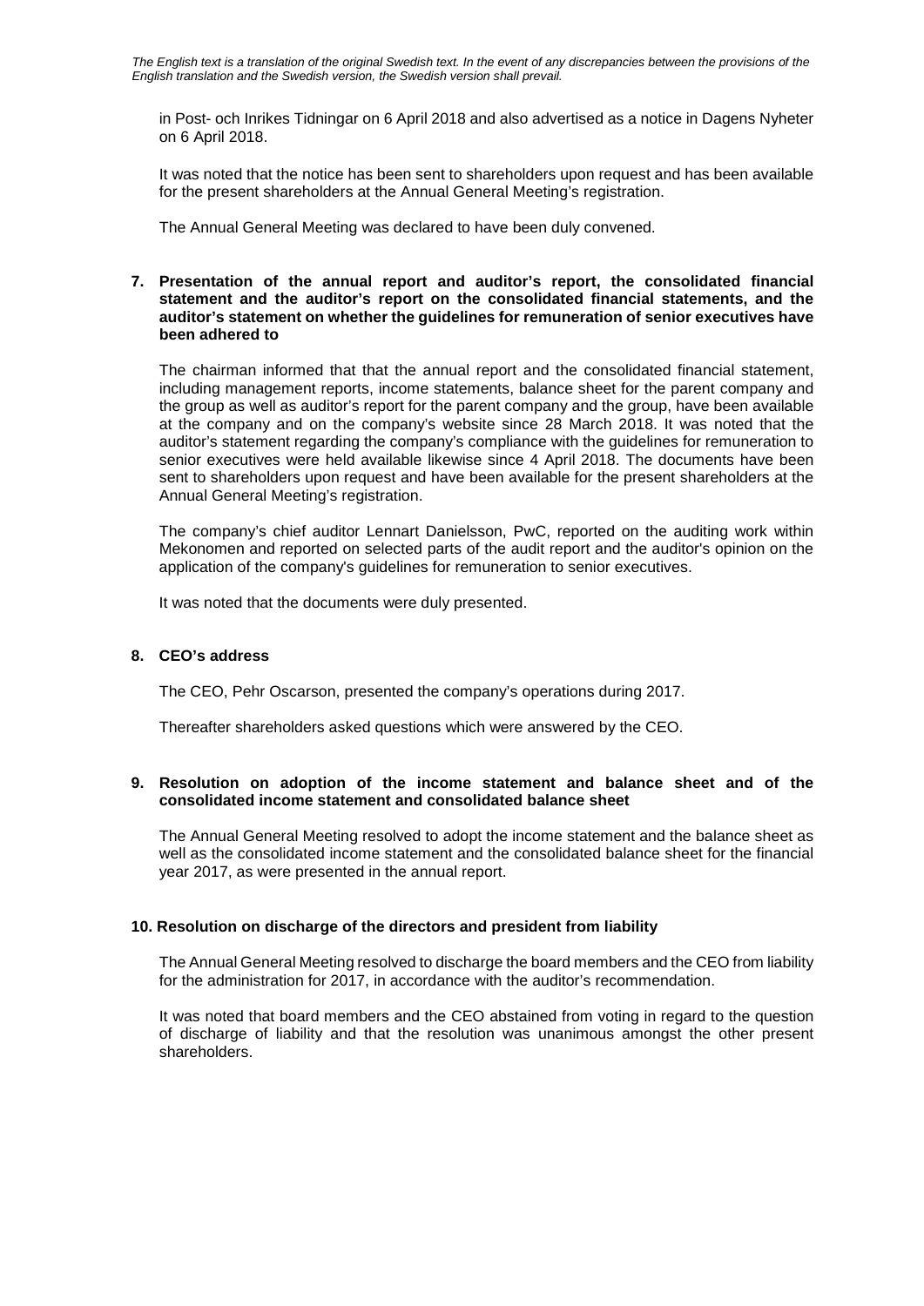in Post- och Inrikes Tidningar on 6 April 2018 and also advertised as a notice in Dagens Nyheter on 6 April 2018.

It was noted that the notice has been sent to shareholders upon request and has been available for the present shareholders at the Annual General Meeting's registration.

The Annual General Meeting was declared to have been duly convened.

**7. Presentation of the annual report and auditor's report, the consolidated financial statement and the auditor's report on the consolidated financial statements, and the auditor's statement on whether the guidelines for remuneration of senior executives have been adhered to**

The chairman informed that that the annual report and the consolidated financial statement, including management reports, income statements, balance sheet for the parent company and the group as well as auditor's report for the parent company and the group, have been available at the company and on the company's website since 28 March 2018. It was noted that the auditor's statement regarding the company's compliance with the guidelines for remuneration to senior executives were held available likewise since 4 April 2018. The documents have been sent to shareholders upon request and have been available for the present shareholders at the Annual General Meeting's registration.

The company's chief auditor Lennart Danielsson, PwC, reported on the auditing work within Mekonomen and reported on selected parts of the audit report and the auditor's opinion on the application of the company's guidelines for remuneration to senior executives.

It was noted that the documents were duly presented.

**8. CEO's address**

The CEO, Pehr Oscarson, presented the company's operations during 2017.

Thereafter shareholders asked questions which were answered by the CEO.

**9. Resolution on adoption of the income statement and balance sheet and of the consolidated income statement and consolidated balance sheet**

The Annual General Meeting resolved to adopt the income statement and the balance sheet as well as the consolidated income statement and the consolidated balance sheet for the financial year 2017, as were presented in the annual report.

**10. Resolution on discharge of the directors and president from liability**

The Annual General Meeting resolved to discharge the board members and the CEO from liability for the administration for 2017, in accordance with the auditor's recommendation.

It was noted that board members and the CEO abstained from voting in regard to the question of discharge of liability and that the resolution was unanimous amongst the other present shareholders.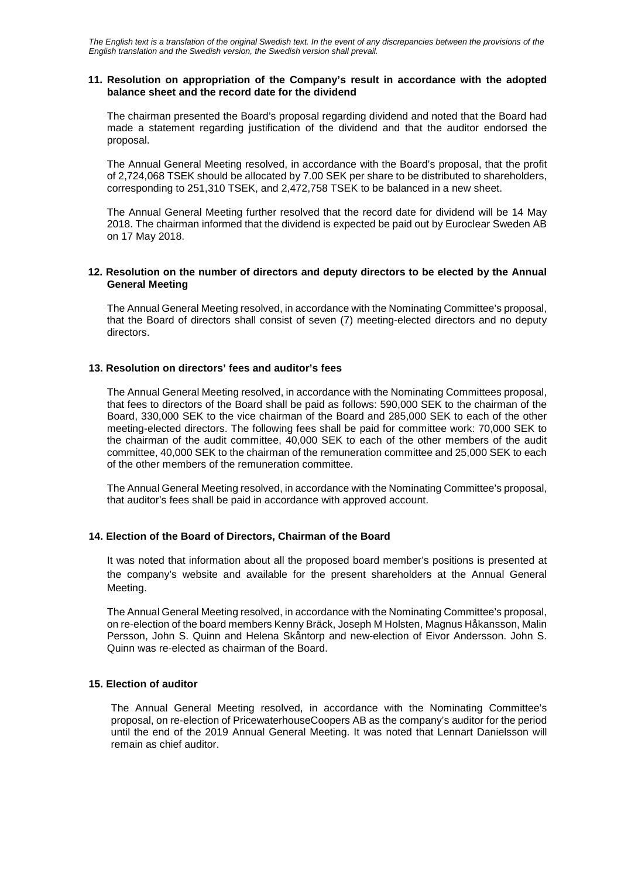*The English text is a translation of the original Swedish text. In the event of any discrepancies between the provisions of the English translation and the Swedish version, the Swedish version shall prevail.*

**11. Resolution on appropriation of the Company's result in accordance with the adopted balance sheet and the record date for the dividend**

The chairman presented the Board's proposal regarding dividend and noted that the Board had made a statement regarding justification of the dividend and that the auditor endorsed the proposal.

The Annual General Meeting resolved, in accordance with the Board's proposal, that the profit of 2,724,068 TSEK should be allocated by 7.00 SEK per share to be distributed to shareholders, corresponding to 251,310 TSEK, and 2,472,758 TSEK to be balanced in a new sheet.

The Annual General Meeting further resolved that the record date for dividend will be 14 May 2018. The chairman informed that the dividend is expected be paid out by Euroclear Sweden AB on 17 May 2018.

**12. Resolution on the number of directors and deputy directors to be elected by the Annual General Meeting**

The Annual General Meeting resolved, in accordance with the Nominating Committee's proposal, that the Board of directors shall consist of seven (7) meeting-elected directors and no deputy directors.

**13. Resolution on directors' fees and auditor's fees**

The Annual General Meeting resolved, in accordance with the Nominating Committees proposal, that fees to directors of the Board shall be paid as follows: 590,000 SEK to the chairman of the Board, 330,000 SEK to the vice chairman of the Board and 285,000 SEK to each of the other meeting-elected directors. The following fees shall be paid for committee work: 70,000 SEK to the chairman of the audit committee, 40,000 SEK to each of the other members of the audit committee, 40,000 SEK to the chairman of the remuneration committee and 25,000 SEK to each of the other members of the remuneration committee.

The Annual General Meeting resolved, in accordance with the Nominating Committee's proposal, that auditor's fees shall be paid in accordance with approved account.

**14. Election of the Board of Directors, Chairman of the Board**

It was noted that information about all the proposed board member's positions is presented at the company's website and available for the present shareholders at the Annual General Meeting.

The Annual General Meeting resolved, in accordance with the Nominating Committee's proposal, on re-election of the board members Kenny Bräck, Joseph M Holsten, Magnus Håkansson, Malin Persson, John S. Quinn and Helena Skåntorp and new-election of Eivor Andersson. John S. Quinn was re-elected as chairman of the Board.

**15. Election of auditor**

The Annual General Meeting resolved, in accordance with the Nominating Committee's proposal, on re-election of PricewaterhouseCoopers AB as the company's auditor for the period until the end of the 2019 Annual General Meeting. It was noted that Lennart Danielsson will remain as chief auditor.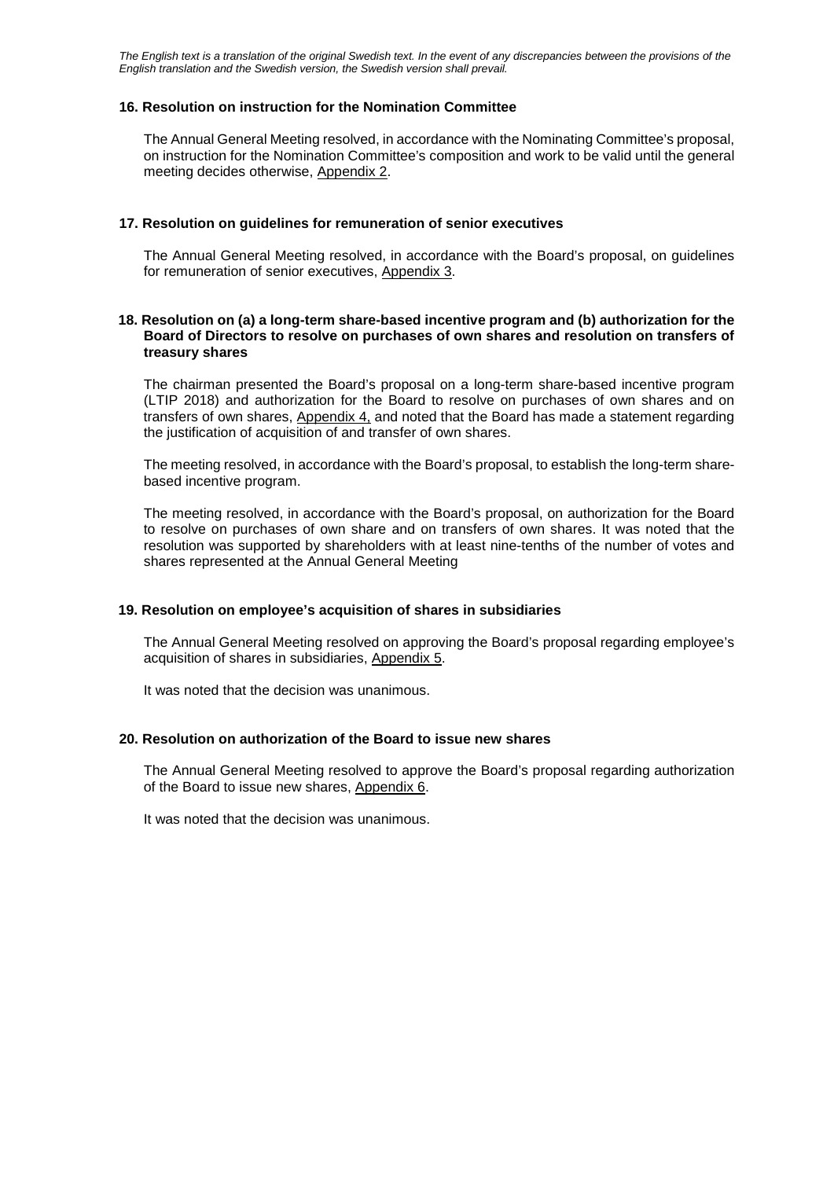*The English text is a translation of the original Swedish text. In the event of any discrepancies between the provisions of the English translation and the Swedish version, the Swedish version shall prevail.*

### 16. Resolution on instruction for the Nomination Committee

The Annual General Meeting resolved, in accordance with the Nominating Committee's proposal, on instruction for the Nomination Committee's composition and work to be valid until the general meeting decides otherwise, Appendix 2.

### 17. Resolution on guidelines for remuneration of senior executives

The Annual General Meeting resolved, in accordance with the Board's proposal, on guidelines for remuneration of senior executives, Appendix 3.

### 18. Resolution on (a) a long-term share-based incentive program and (b) authorization for the Board of Directors to resolve on purchases of own shares and resolution on transfers of treasury shares

The chairman presented the Board's proposal on a long-term share-based incentive program (LTIP 2018) and authorization for the Board to resolve on purchases of own shares and on transfers of own shares, Appendix 4, and noted that the Board has made a statement regarding the justification of acquisition of and transfer of own shares.

The meeting resolved, in accordance with the Board's proposal, to establish the long-term share-based incentive program.

The meeting resolved, in accordance with the Board's proposal, on authorization for the Board to resolve on purchases of own share and on transfers of own shares. It was noted that the resolution was supported by shareholders with at least nine-tenths of the number of votes and shares represented at the Annual General Meeting

### 19. Resolution on employee's acquisition of shares in subsidiaries

The Annual General Meeting resolved on approving the Board's proposal regarding employee's acquisition of shares in subsidiaries, Appendix 5.

It was noted that the decision was unanimous.

### 20. Resolution on authorization of the Board to issue new shares

The Annual General Meeting resolved to approve the Board's proposal regarding authorization of the Board to issue new shares, Appendix 6.

It was noted that the decision was unanimous.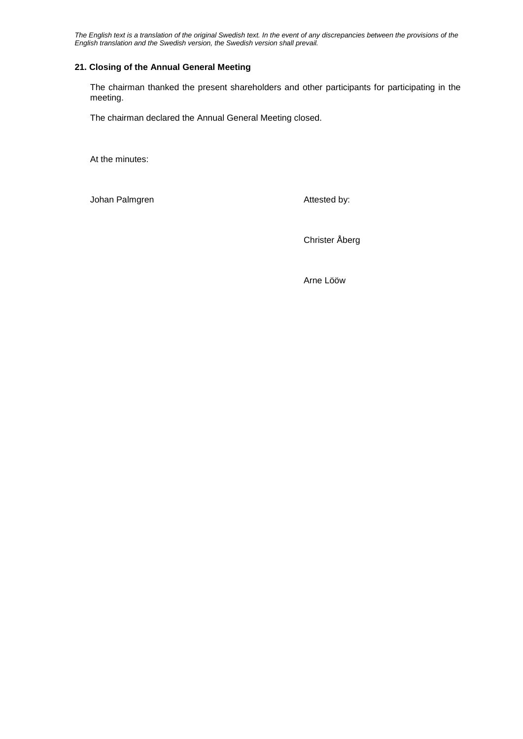*The English text is a translation of the original Swedish text. In the event of any discrepancies between the provisions of the English translation and the Swedish version, the Swedish version shall prevail.*

**21. Closing of the Annual General Meeting**

The chairman thanked the present shareholders and other participants for participating in the meeting.

The chairman declared the Annual General Meeting closed.

At the minutes:

Johan Palmgren

Attested by:

Christer Åberg

Arne Lööw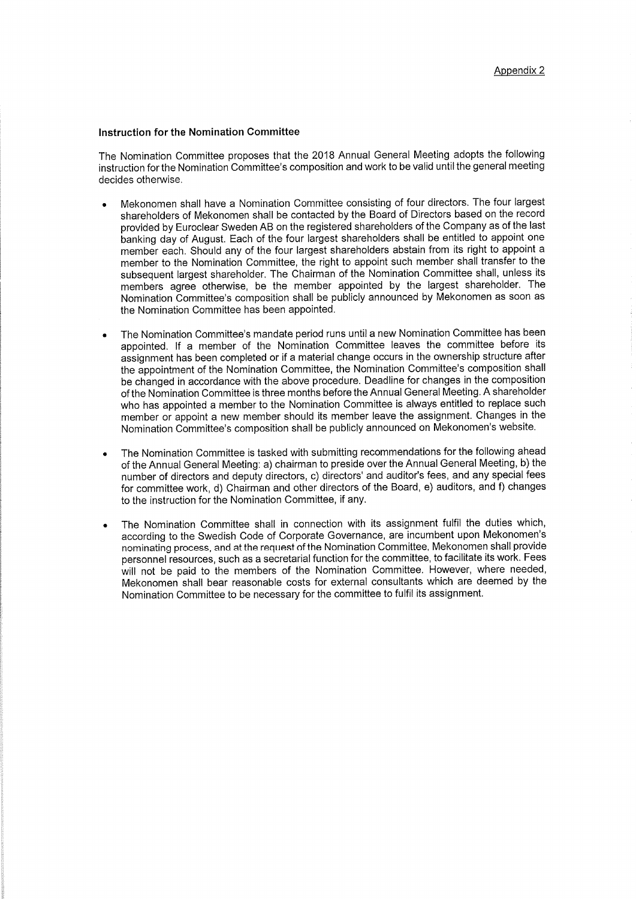Appendix 2

### Instruction for the Nomination Committee

The Nomination Committee proposes that the 2018 Annual General Meeting adopts the following instruction for the Nomination Committee's composition and work to be valid until the general meeting decides otherwise.

- Mekonomen shall have a Nomination Committee consisting of four directors. The four largest shareholders of Mekonomen shall be contacted by the Board of Directors based on the record provided by Euroclear Sweden AB on the registered shareholders of the Company as of the last banking day of August. Each of the four largest shareholders shall be entitled to appoint one member each. Should any of the four largest shareholders abstain from its right to appoint a member to the Nomination Committee, the right to appoint such member shall transfer to the subsequent largest shareholder. The Chairman of the Nomination Committee shall, unless its members agree otherwise, be the member appointed by the largest shareholder. The Nomination Committee's composition shall be publicly announced by Mekonomen as soon as the Nomination Committee has been appointed.

- The Nomination Committee's mandate period runs until a new Nomination Committee has been appointed. If a member of the Nomination Committee leaves the committee before its assignment has been completed or if a material change occurs in the ownership structure after the appointment of the Nomination Committee, the Nomination Committee's composition shall be changed in accordance with the above procedure. Deadline for changes in the composition of the Nomination Committee is three months before the Annual General Meeting. A shareholder who has appointed a member to the Nomination Committee is always entitled to replace such member or appoint a new member should its member leave the assignment. Changes in the Nomination Committee's composition shall be publicly announced on Mekonomen's website.

- The Nomination Committee is tasked with submitting recommendations for the following ahead of the Annual General Meeting: a) chairman to preside over the Annual General Meeting, b) the number of directors and deputy directors, c) directors' and auditor's fees, and any special fees for committee work, d) Chairman and other directors of the Board, e) auditors, and f) changes to the instruction for the Nomination Committee, if any.

- The Nomination Committee shall in connection with its assignment fulfil the duties which, according to the Swedish Code of Corporate Governance, are incumbent upon Mekonomen's nominating process, and at the request of the Nomination Committee, Mekonomen shall provide personnel resources, such as a secretarial function for the committee, to facilitate its work. Fees will not be paid to the members of the Nomination Committee. However, where needed, Mekonomen shall bear reasonable costs for external consultants which are deemed by the Nomination Committee to be necessary for the committee to fulfil its assignment.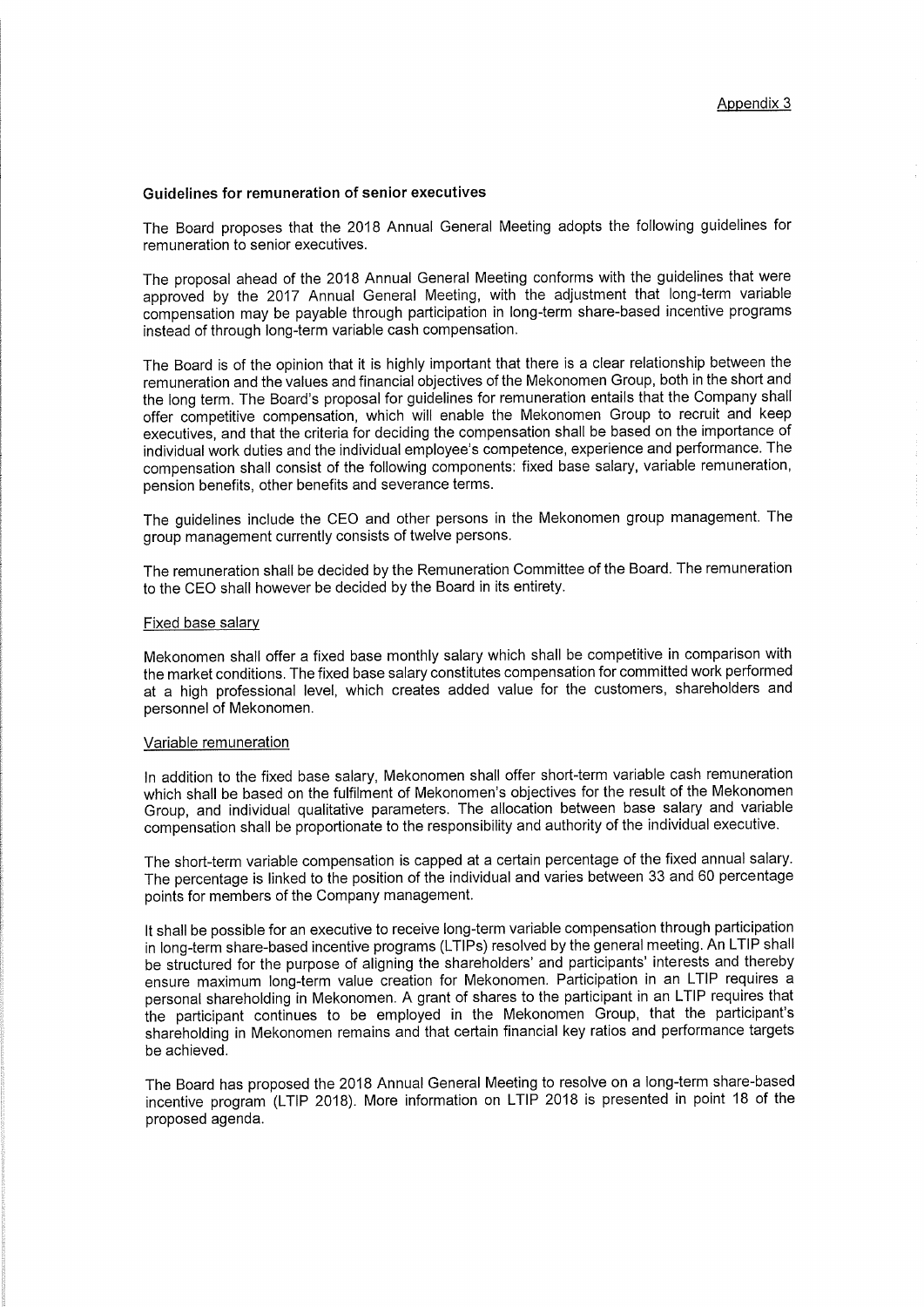Appendix 3

## Guidelines for remuneration of senior executives

The Board proposes that the 2018 Annual General Meeting adopts the following guidelines for remuneration to senior executives.

The proposal ahead of the 2018 Annual General Meeting conforms with the guidelines that were approved by the 2017 Annual General Meeting, with the adjustment that long-term variable compensation may be payable through participation in long-term share-based incentive programs instead of through long-term variable cash compensation.

The Board is of the opinion that it is highly important that there is a clear relationship between the remuneration and the values and financial objectives of the Mekonomen Group, both in the short and the long term. The Board's proposal for guidelines for remuneration entails that the Company shall offer competitive compensation, which will enable the Mekonomen Group to recruit and keep executives, and that the criteria for deciding the compensation shall be based on the importance of individual work duties and the individual employee's competence, experience and performance. The compensation shall consist of the following components: fixed base salary, variable remuneration, pension benefits, other benefits and severance terms.

The guidelines include the CEO and other persons in the Mekonomen group management. The group management currently consists of twelve persons.

The remuneration shall be decided by the Remuneration Committee of the Board. The remuneration to the CEO shall however be decided by the Board in its entirety.

### Fixed base salary

Mekonomen shall offer a fixed base monthly salary which shall be competitive in comparison with the market conditions. The fixed base salary constitutes compensation for committed work performed at a high professional level, which creates added value for the customers, shareholders and personnel of Mekonomen.

### Variable remuneration

In addition to the fixed base salary, Mekonomen shall offer short-term variable cash remuneration which shall be based on the fulfilment of Mekonomen's objectives for the result of the Mekonomen Group, and individual qualitative parameters. The allocation between base salary and variable compensation shall be proportionate to the responsibility and authority of the individual executive.

The short-term variable compensation is capped at a certain percentage of the fixed annual salary. The percentage is linked to the position of the individual and varies between 33 and 60 percentage points for members of the Company management.

It shall be possible for an executive to receive long-term variable compensation through participation in long-term share-based incentive programs (LTIPs) resolved by the general meeting. An LTIP shall be structured for the purpose of aligning the shareholders' and participants' interests and thereby ensure maximum long-term value creation for Mekonomen. Participation in an LTIP requires a personal shareholding in Mekonomen. A grant of shares to the participant in an LTIP requires that the participant continues to be employed in the Mekonomen Group, that the participant's shareholding in Mekonomen remains and that certain financial key ratios and performance targets be achieved.

The Board has proposed the 2018 Annual General Meeting to resolve on a long-term share-based incentive program (LTIP 2018). More information on LTIP 2018 is presented in point 18 of the proposed agenda.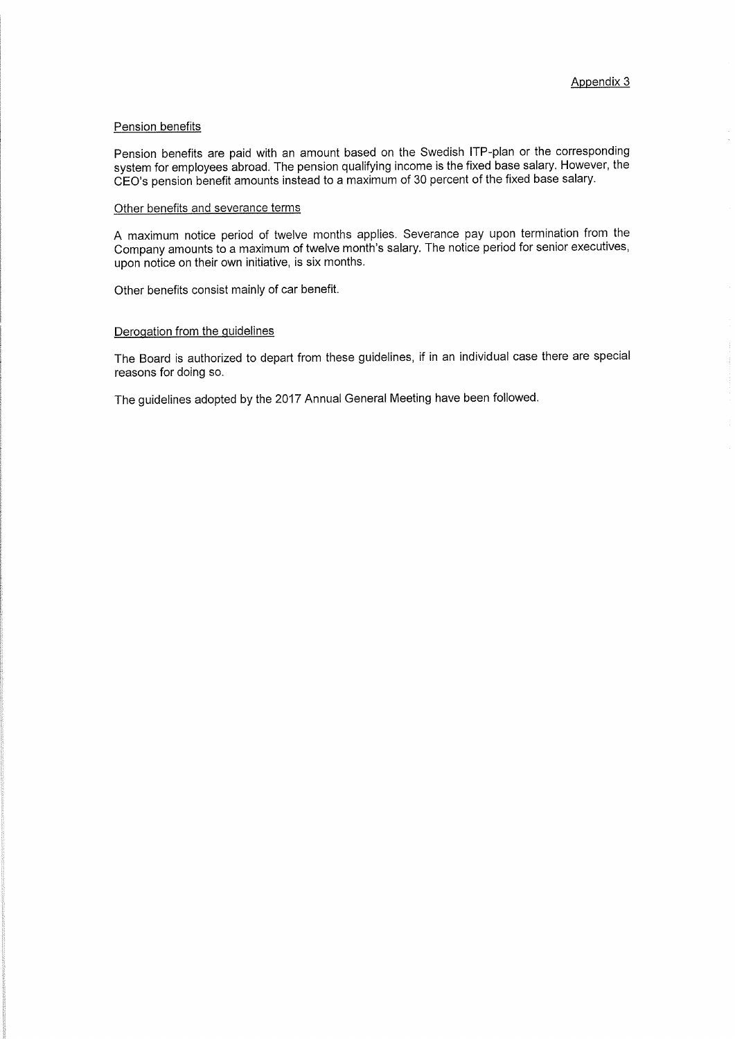Appendix 3

Pension benefits

Pension benefits are paid with an amount based on the Swedish ITP-plan or the corresponding system for employees abroad. The pension qualifying income is the fixed base salary. However, the CEO's pension benefit amounts instead to a maximum of 30 percent of the fixed base salary.

Other benefits and severance terms

A maximum notice period of twelve months applies. Severance pay upon termination from the Company amounts to a maximum of twelve month's salary. The notice period for senior executives, upon notice on their own initiative, is six months.

Other benefits consist mainly of car benefit.

Derogation from the guidelines

The Board is authorized to depart from these guidelines, if in an individual case there are special reasons for doing so.

The guidelines adopted by the 2017 Annual General Meeting have been followed.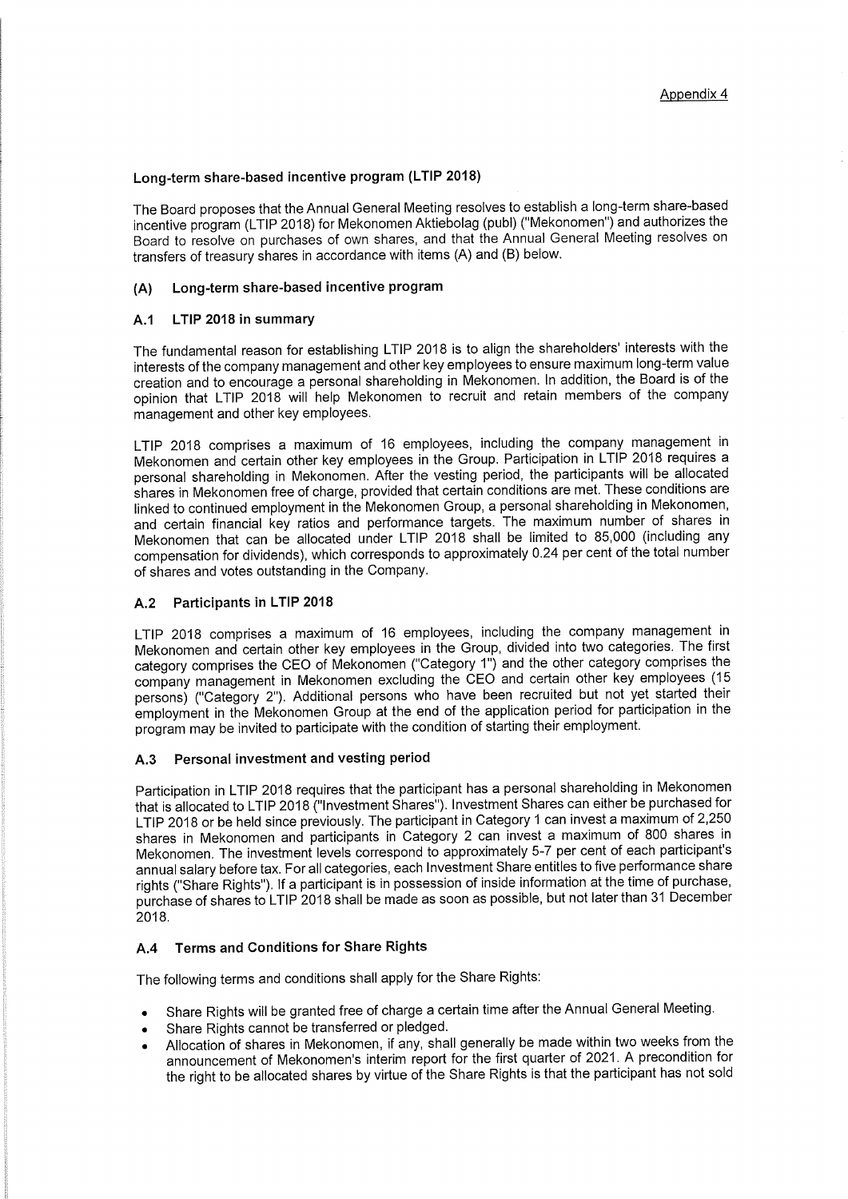Appendix 4

## Long-term share-based incentive program (LTIP 2018)

The Board proposes that the Annual General Meeting resolves to establish a long-term share-based incentive program (LTIP 2018) for Mekonomen Aktiebolag (publ) ("Mekonomen") and authorizes the Board to resolve on purchases of own shares, and that the Annual General Meeting resolves on transfers of treasury shares in accordance with items (A) and (B) below.

### (A) Long-term share-based incentive program

#### A.1 LTIP 2018 in summary

The fundamental reason for establishing LTIP 2018 is to align the shareholders' interests with the interests of the company management and other key employees to ensure maximum long-term value creation and to encourage a personal shareholding in Mekonomen. In addition, the Board is of the opinion that LTIP 2018 will help Mekonomen to recruit and retain members of the company management and other key employees.

LTIP 2018 comprises a maximum of 16 employees, including the company management in Mekonomen and certain other key employees in the Group. Participation in LTIP 2018 requires a personal shareholding in Mekonomen. After the vesting period, the participants will be allocated shares in Mekonomen free of charge, provided that certain conditions are met. These conditions are linked to continued employment in the Mekonomen Group, a personal shareholding in Mekonomen, and certain financial key ratios and performance targets. The maximum number of shares in Mekonomen that can be allocated under LTIP 2018 shall be limited to 85,000 (including any compensation for dividends), which corresponds to approximately 0.24 per cent of the total number of shares and votes outstanding in the Company.

#### A.2 Participants in LTIP 2018

LTIP 2018 comprises a maximum of 16 employees, including the company management in Mekonomen and certain other key employees in the Group, divided into two categories. The first category comprises the CEO of Mekonomen ("Category 1") and the other category comprises the company management in Mekonomen excluding the CEO and certain other key employees (15 persons) ("Category 2"). Additional persons who have been recruited but not yet started their employment in the Mekonomen Group at the end of the application period for participation in the program may be invited to participate with the condition of starting their employment.

#### A.3 Personal investment and vesting period

Participation in LTIP 2018 requires that the participant has a personal shareholding in Mekonomen that is allocated to LTIP 2018 ("Investment Shares"). Investment Shares can either be purchased for LTIP 2018 or be held since previously. The participant in Category 1 can invest a maximum of 2,250 shares in Mekonomen and participants in Category 2 can invest a maximum of 800 shares in Mekonomen. The investment levels correspond to approximately 5-7 per cent of each participant's annual salary before tax. For all categories, each Investment Share entitles to five performance share rights ("Share Rights"). If a participant is in possession of inside information at the time of purchase, purchase of shares to LTIP 2018 shall be made as soon as possible, but not later than 31 December 2018.

#### A.4 Terms and Conditions for Share Rights

The following terms and conditions shall apply for the Share Rights:

- Share Rights will be granted free of charge a certain time after the Annual General Meeting.
- Share Rights cannot be transferred or pledged.
- Allocation of shares in Mekonomen, if any, shall generally be made within two weeks from the announcement of Mekonomen's interim report for the first quarter of 2021. A precondition for the right to be allocated shares by virtue of the Share Rights is that the participant has not sold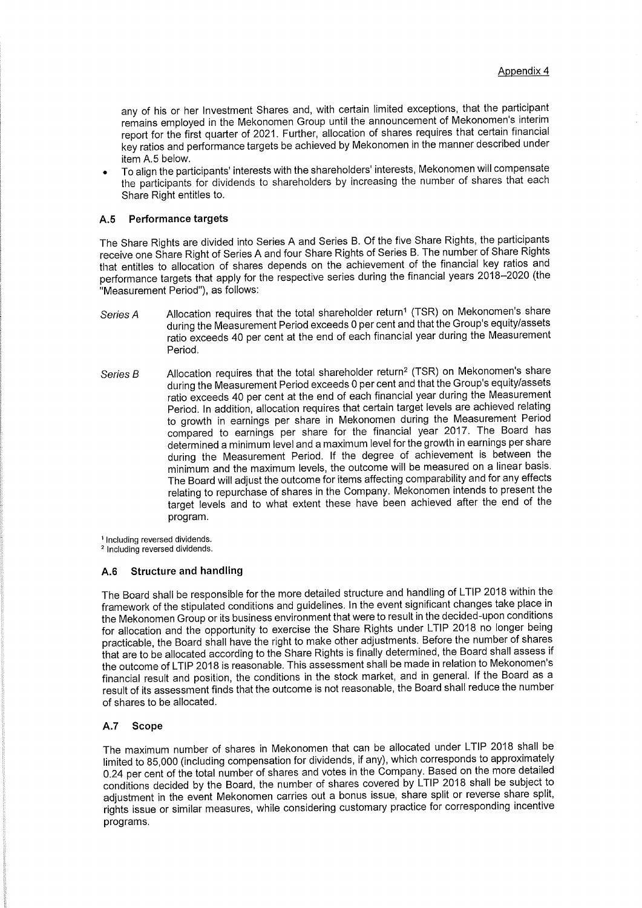any of his or her Investment Shares and, with certain limited exceptions, that the participant remains employed in the Mekonomen Group until the announcement of Mekonomen's interim report for the first quarter of 2021. Further, allocation of shares requires that certain financial key ratios and performance targets be achieved by Mekonomen in the manner described under item A.5 below.

- To align the participants' interests with the shareholders' interests, Mekonomen will compensate the participants for dividends to shareholders by increasing the number of shares that each Share Right entitles to.

### A.5 Performance targets

The Share Rights are divided into Series A and Series B. Of the five Share Rights, the participants receive one Share Right of Series A and four Share Rights of Series B. The number of Share Rights that entitles to allocation of shares depends on the achievement of the financial key ratios and performance targets that apply for the respective series during the financial years 2018–2020 (the "Measurement Period"), as follows:

*Series A* Allocation requires that the total shareholder return[1] (TSR) on Mekonomen's share during the Measurement Period exceeds 0 per cent and that the Group's equity/assets ratio exceeds 40 per cent at the end of each financial year during the Measurement Period.

*Series B* Allocation requires that the total shareholder return[2] (TSR) on Mekonomen's share during the Measurement Period exceeds 0 per cent and that the Group's equity/assets ratio exceeds 40 per cent at the end of each financial year during the Measurement Period. In addition, allocation requires that certain target levels are achieved relating to growth in earnings per share in Mekonomen during the Measurement Period compared to earnings per share for the financial year 2017. The Board has determined a minimum level and a maximum level for the growth in earnings per share during the Measurement Period. If the degree of achievement is between the minimum and the maximum levels, the outcome will be measured on a linear basis. The Board will adjust the outcome for items affecting comparability and for any effects relating to repurchase of shares in the Company. Mekonomen intends to present the target levels and to what extent these have been achieved after the end of the program.

[1] Including reversed dividends.
[2] Including reversed dividends.

### A.6 Structure and handling

The Board shall be responsible for the more detailed structure and handling of LTIP 2018 within the framework of the stipulated conditions and guidelines. In the event significant changes take place in the Mekonomen Group or its business environment that were to result in the decided-upon conditions for allocation and the opportunity to exercise the Share Rights under LTIP 2018 no longer being practicable, the Board shall have the right to make other adjustments. Before the number of shares that are to be allocated according to the Share Rights is finally determined, the Board shall assess if the outcome of LTIP 2018 is reasonable. This assessment shall be made in relation to Mekonomen's financial result and position, the conditions in the stock market, and in general. If the Board as a result of its assessment finds that the outcome is not reasonable, the Board shall reduce the number of shares to be allocated.

### A.7 Scope

The maximum number of shares in Mekonomen that can be allocated under LTIP 2018 shall be limited to 85,000 (including compensation for dividends, if any), which corresponds to approximately 0.24 per cent of the total number of shares and votes in the Company. Based on the more detailed conditions decided by the Board, the number of shares covered by LTIP 2018 shall be subject to adjustment in the event Mekonomen carries out a bonus issue, share split or reverse share split, rights issue or similar measures, while considering customary practice for corresponding incentive programs.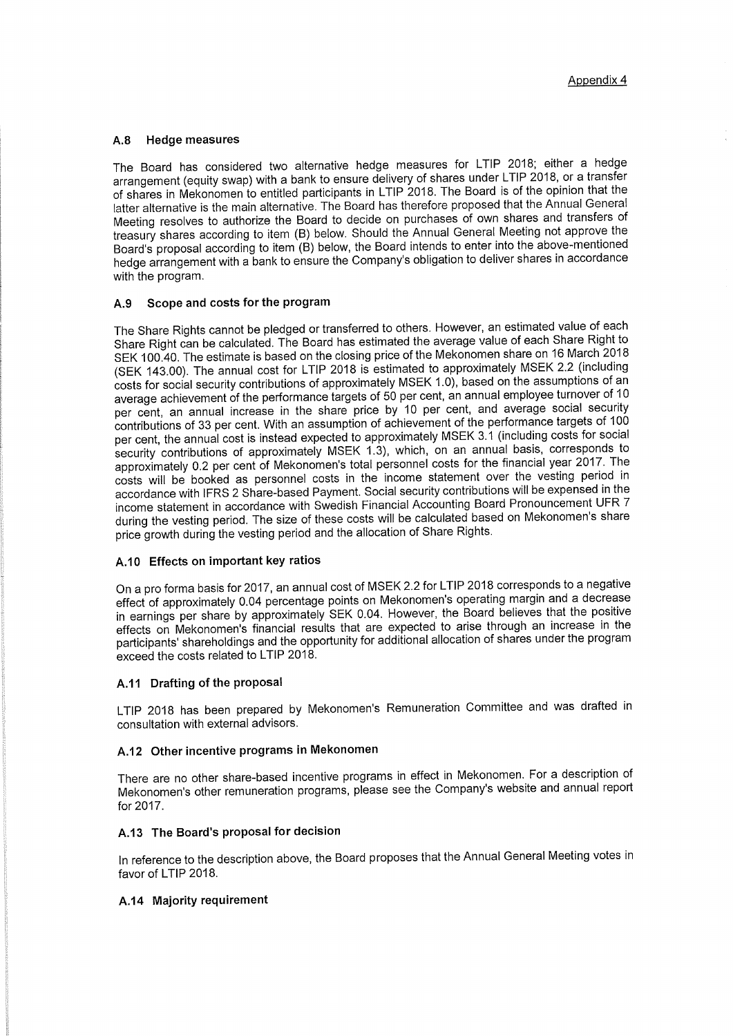Appendix 4

### A.8 Hedge measures

The Board has considered two alternative hedge measures for LTIP 2018; either a hedge arrangement (equity swap) with a bank to ensure delivery of shares under LTIP 2018, or a transfer of shares in Mekonomen to entitled participants in LTIP 2018. The Board is of the opinion that the latter alternative is the main alternative. The Board has therefore proposed that the Annual General Meeting resolves to authorize the Board to decide on purchases of own shares and transfers of treasury shares according to item (B) below. Should the Annual General Meeting not approve the Board's proposal according to item (B) below, the Board intends to enter into the above-mentioned hedge arrangement with a bank to ensure the Company's obligation to deliver shares in accordance with the program.

### A.9 Scope and costs for the program

The Share Rights cannot be pledged or transferred to others. However, an estimated value of each Share Right can be calculated. The Board has estimated the average value of each Share Right to SEK 100.40. The estimate is based on the closing price of the Mekonomen share on 16 March 2018 (SEK 143.00). The annual cost for LTIP 2018 is estimated to approximately MSEK 2.2 (including costs for social security contributions of approximately MSEK 1.0), based on the assumptions of an average achievement of the performance targets of 50 per cent, an annual employee turnover of 10 per cent, an annual increase in the share price by 10 per cent, and average social security contributions of 33 per cent. With an assumption of achievement of the performance targets of 100 per cent, the annual cost is instead expected to approximately MSEK 3.1 (including costs for social security contributions of approximately MSEK 1.3), which, on an annual basis, corresponds to approximately 0.2 per cent of Mekonomen's total personnel costs for the financial year 2017. The costs will be booked as personnel costs in the income statement over the vesting period in accordance with IFRS 2 Share-based Payment. Social security contributions will be expensed in the income statement in accordance with Swedish Financial Accounting Board Pronouncement UFR 7 during the vesting period. The size of these costs will be calculated based on Mekonomen's share price growth during the vesting period and the allocation of Share Rights.

### A.10 Effects on important key ratios

On a pro forma basis for 2017, an annual cost of MSEK 2.2 for LTIP 2018 corresponds to a negative effect of approximately 0.04 percentage points on Mekonomen's operating margin and a decrease in earnings per share by approximately SEK 0.04. However, the Board believes that the positive effects on Mekonomen's financial results that are expected to arise through an increase in the participants' shareholdings and the opportunity for additional allocation of shares under the program exceed the costs related to LTIP 2018.

### A.11 Drafting of the proposal

LTIP 2018 has been prepared by Mekonomen's Remuneration Committee and was drafted in consultation with external advisors.

### A.12 Other incentive programs in Mekonomen

There are no other share-based incentive programs in effect in Mekonomen. For a description of Mekonomen's other remuneration programs, please see the Company's website and annual report for 2017.

### A.13 The Board's proposal for decision

In reference to the description above, the Board proposes that the Annual General Meeting votes in favor of LTIP 2018.

### A.14 Majority requirement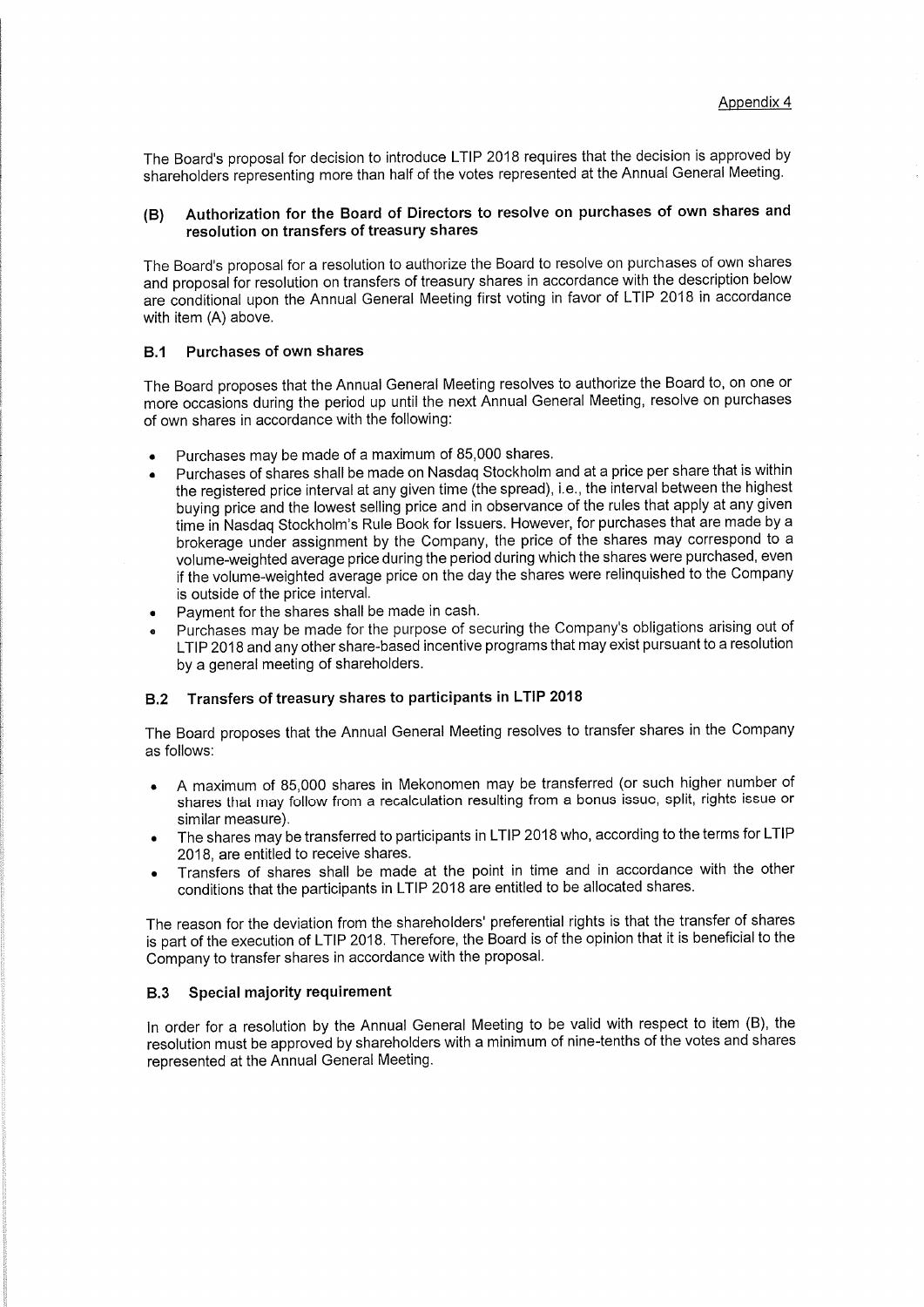Appendix 4

The Board's proposal for decision to introduce LTIP 2018 requires that the decision is approved by shareholders representing more than half of the votes represented at the Annual General Meeting.

## (B) Authorization for the Board of Directors to resolve on purchases of own shares and resolution on transfers of treasury shares

The Board's proposal for a resolution to authorize the Board to resolve on purchases of own shares and proposal for resolution on transfers of treasury shares in accordance with the description below are conditional upon the Annual General Meeting first voting in favor of LTIP 2018 in accordance with item (A) above.

### B.1 Purchases of own shares

The Board proposes that the Annual General Meeting resolves to authorize the Board to, on one or more occasions during the period up until the next Annual General Meeting, resolve on purchases of own shares in accordance with the following:

- Purchases may be made of a maximum of 85,000 shares.
- Purchases of shares shall be made on Nasdaq Stockholm and at a price per share that is within the registered price interval at any given time (the spread), i.e., the interval between the highest buying price and the lowest selling price and in observance of the rules that apply at any given time in Nasdaq Stockholm's Rule Book for Issuers. However, for purchases that are made by a brokerage under assignment by the Company, the price of the shares may correspond to a volume-weighted average price during the period during which the shares were purchased, even if the volume-weighted average price on the day the shares were relinquished to the Company is outside of the price interval.
- Payment for the shares shall be made in cash.
- Purchases may be made for the purpose of securing the Company's obligations arising out of LTIP 2018 and any other share-based incentive programs that may exist pursuant to a resolution by a general meeting of shareholders.

### B.2 Transfers of treasury shares to participants in LTIP 2018

The Board proposes that the Annual General Meeting resolves to transfer shares in the Company as follows:

- A maximum of 85,000 shares in Mekonomen may be transferred (or such higher number of shares that may follow from a recalculation resulting from a bonus issue, split, rights issue or similar measure).
- The shares may be transferred to participants in LTIP 2018 who, according to the terms for LTIP 2018, are entitled to receive shares.
- Transfers of shares shall be made at the point in time and in accordance with the other conditions that the participants in LTIP 2018 are entitled to be allocated shares.

The reason for the deviation from the shareholders' preferential rights is that the transfer of shares is part of the execution of LTIP 2018. Therefore, the Board is of the opinion that it is beneficial to the Company to transfer shares in accordance with the proposal.

### B.3 Special majority requirement

In order for a resolution by the Annual General Meeting to be valid with respect to item (B), the resolution must be approved by shareholders with a minimum of nine-tenths of the votes and shares represented at the Annual General Meeting.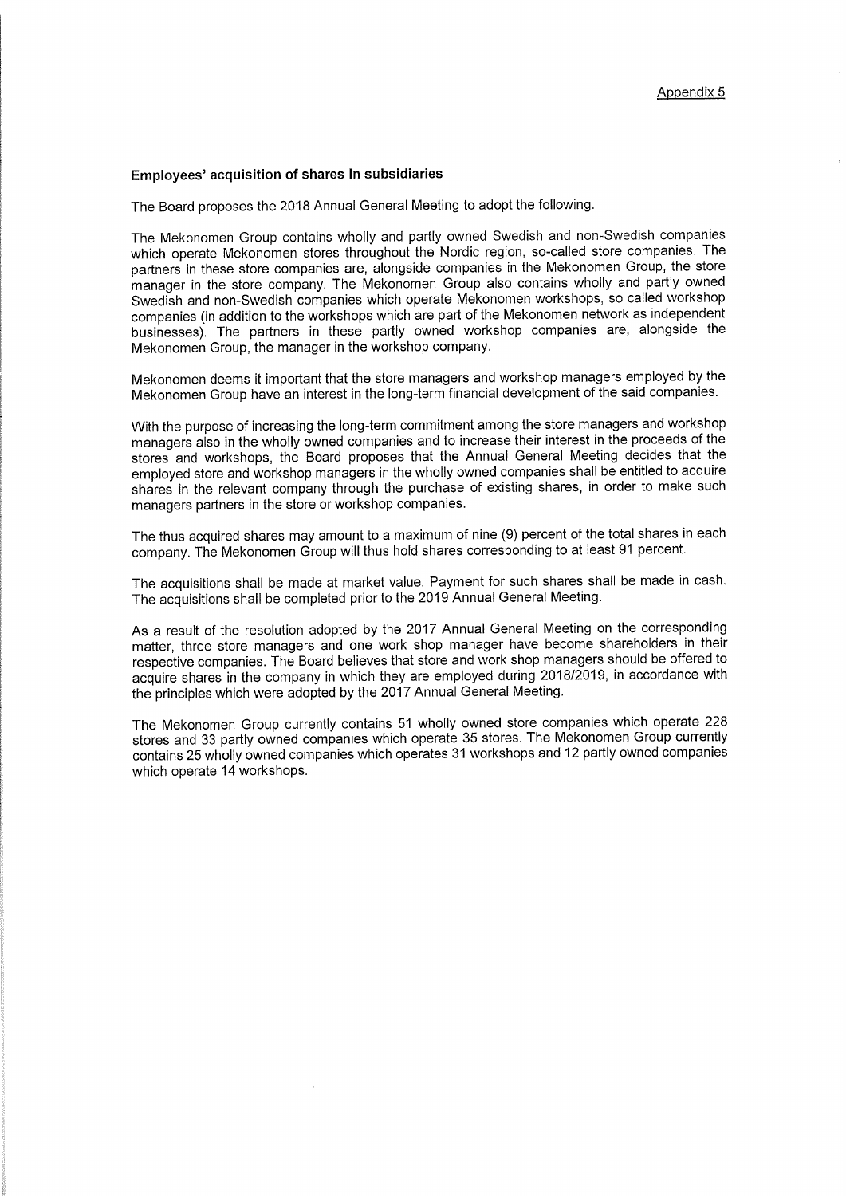Appendix 5

## Employees' acquisition of shares in subsidiaries

The Board proposes the 2018 Annual General Meeting to adopt the following.

The Mekonomen Group contains wholly and partly owned Swedish and non-Swedish companies which operate Mekonomen stores throughout the Nordic region, so-called store companies. The partners in these store companies are, alongside companies in the Mekonomen Group, the store manager in the store company. The Mekonomen Group also contains wholly and partly owned Swedish and non-Swedish companies which operate Mekonomen workshops, so called workshop companies (in addition to the workshops which are part of the Mekonomen network as independent businesses). The partners in these partly owned workshop companies are, alongside the Mekonomen Group, the manager in the workshop company.

Mekonomen deems it important that the store managers and workshop managers employed by the Mekonomen Group have an interest in the long-term financial development of the said companies.

With the purpose of increasing the long-term commitment among the store managers and workshop managers also in the wholly owned companies and to increase their interest in the proceeds of the stores and workshops, the Board proposes that the Annual General Meeting decides that the employed store and workshop managers in the wholly owned companies shall be entitled to acquire shares in the relevant company through the purchase of existing shares, in order to make such managers partners in the store or workshop companies.

The thus acquired shares may amount to a maximum of nine (9) percent of the total shares in each company. The Mekonomen Group will thus hold shares corresponding to at least 91 percent.

The acquisitions shall be made at market value. Payment for such shares shall be made in cash. The acquisitions shall be completed prior to the 2019 Annual General Meeting.

As a result of the resolution adopted by the 2017 Annual General Meeting on the corresponding matter, three store managers and one work shop manager have become shareholders in their respective companies. The Board believes that store and work shop managers should be offered to acquire shares in the company in which they are employed during 2018/2019, in accordance with the principles which were adopted by the 2017 Annual General Meeting.

The Mekonomen Group currently contains 51 wholly owned store companies which operate 228 stores and 33 partly owned companies which operate 35 stores. The Mekonomen Group currently contains 25 wholly owned companies which operates 31 workshops and 12 partly owned companies which operate 14 workshops.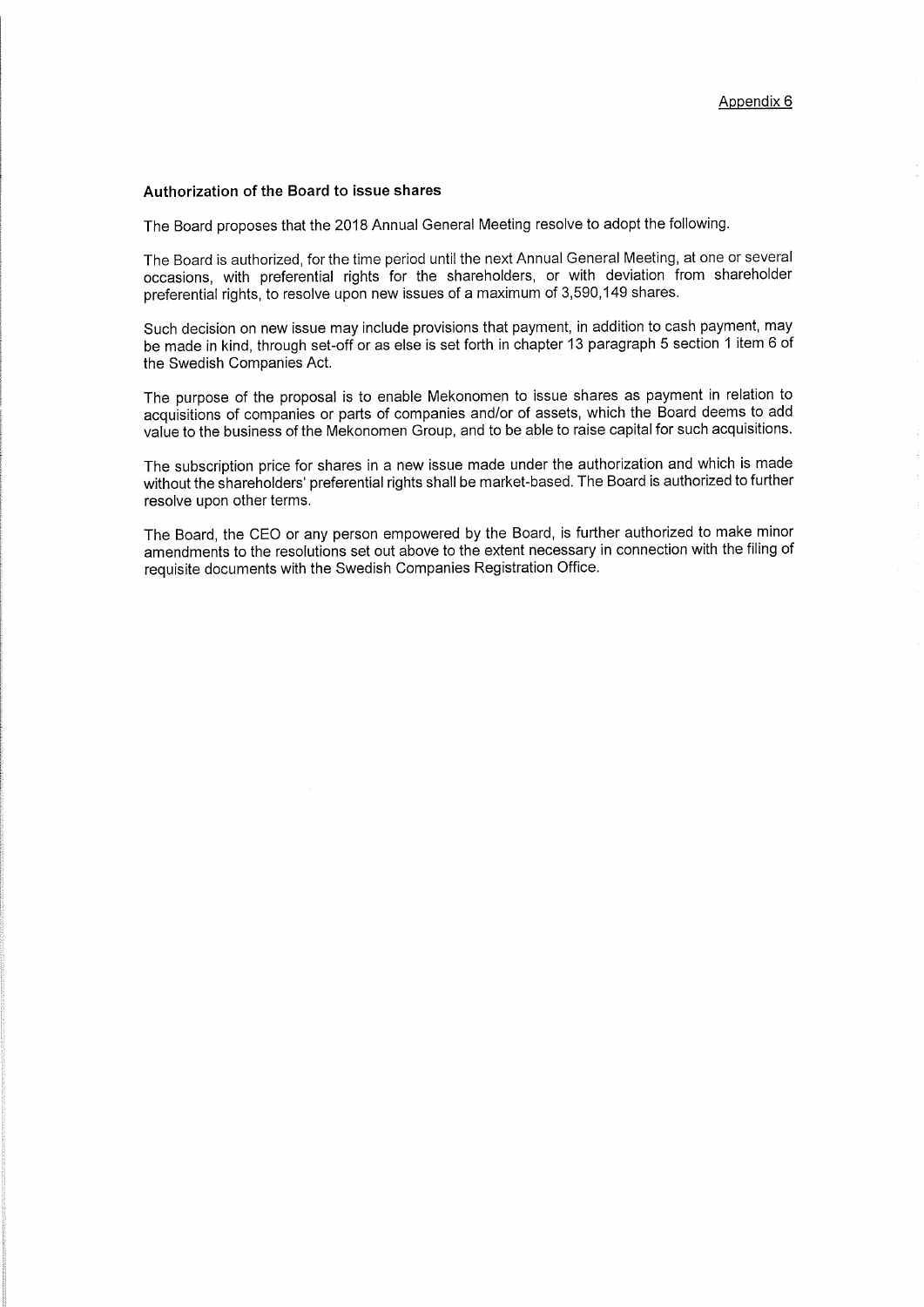Appendix 6

**Authorization of the Board to issue shares**

The Board proposes that the 2018 Annual General Meeting resolve to adopt the following.

The Board is authorized, for the time period until the next Annual General Meeting, at one or several occasions, with preferential rights for the shareholders, or with deviation from shareholder preferential rights, to resolve upon new issues of a maximum of 3,590,149 shares.

Such decision on new issue may include provisions that payment, in addition to cash payment, may be made in kind, through set-off or as else is set forth in chapter 13 paragraph 5 section 1 item 6 of the Swedish Companies Act.

The purpose of the proposal is to enable Mekonomen to issue shares as payment in relation to acquisitions of companies or parts of companies and/or of assets, which the Board deems to add value to the business of the Mekonomen Group, and to be able to raise capital for such acquisitions.

The subscription price for shares in a new issue made under the authorization and which is made without the shareholders' preferential rights shall be market-based. The Board is authorized to further resolve upon other terms.

The Board, the CEO or any person empowered by the Board, is further authorized to make minor amendments to the resolutions set out above to the extent necessary in connection with the filing of requisite documents with the Swedish Companies Registration Office.